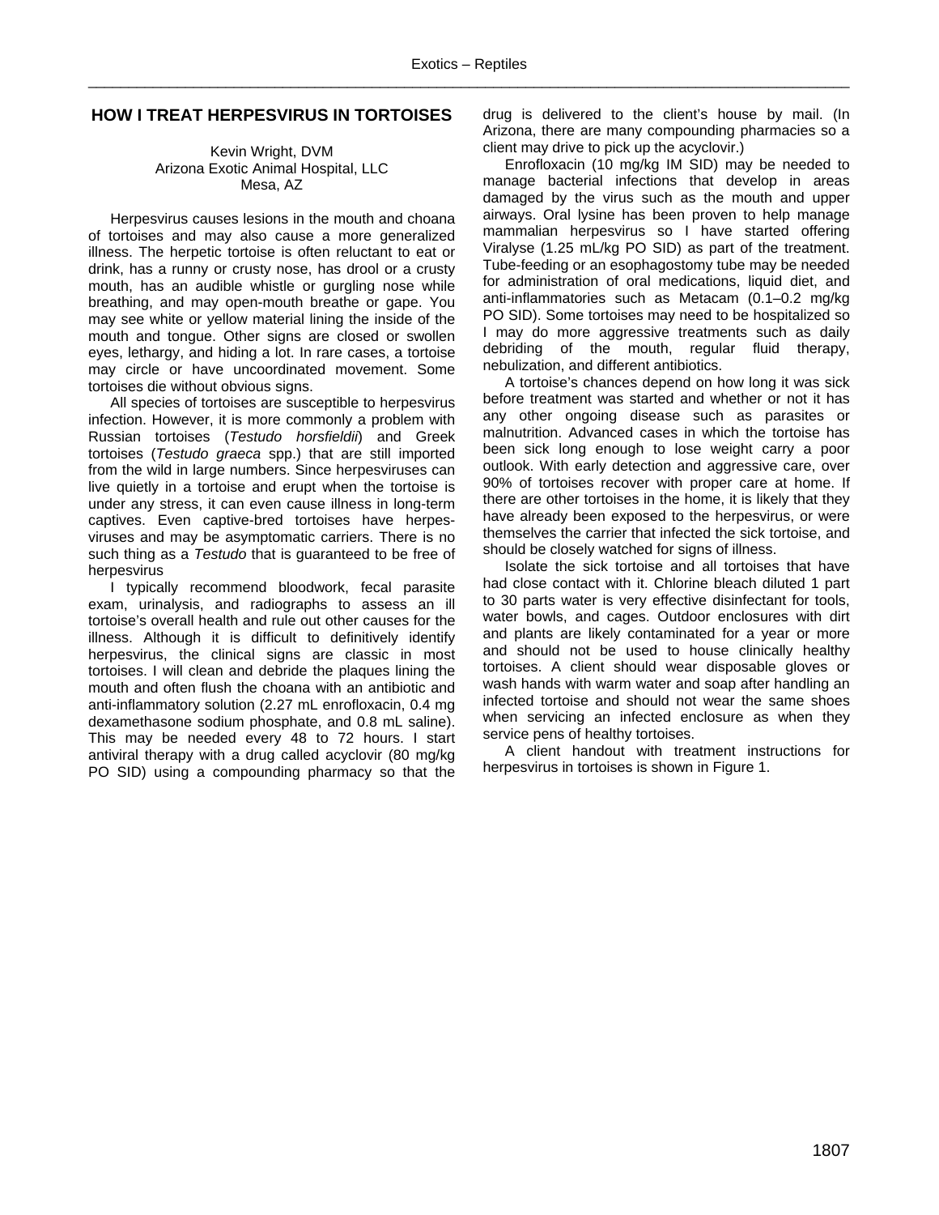# HOW I TREAT HERPESVIRUS IN TORTOISES

Kevin Wright, DVM
Arizona Exotic Animal Hospital, LLC
Mesa, AZ

Herpesvirus causes lesions in the mouth and choana of tortoises and may also cause a more generalized illness. The herpetic tortoise is often reluctant to eat or drink, has a runny or crusty nose, has drool or a crusty mouth, has an audible whistle or gurgling nose while breathing, and may open-mouth breathe or gape. You may see white or yellow material lining the inside of the mouth and tongue. Other signs are closed or swollen eyes, lethargy, and hiding a lot. In rare cases, a tortoise may circle or have uncoordinated movement. Some tortoises die without obvious signs.

All species of tortoises are susceptible to herpesvirus infection. However, it is more commonly a problem with Russian tortoises (*Testudo horsfieldii*) and Greek tortoises (*Testudo graeca* spp.) that are still imported from the wild in large numbers. Since herpesviruses can live quietly in a tortoise and erupt when the tortoise is under any stress, it can even cause illness in long-term captives. Even captive-bred tortoises have herpes-viruses and may be asymptomatic carriers. There is no such thing as a *Testudo* that is guaranteed to be free of herpesvirus

I typically recommend bloodwork, fecal parasite exam, urinalysis, and radiographs to assess an ill tortoise's overall health and rule out other causes for the illness. Although it is difficult to definitively identify herpesvirus, the clinical signs are classic in most tortoises. I will clean and debride the plaques lining the mouth and often flush the choana with an antibiotic and anti-inflammatory solution (2.27 mL enrofloxacin, 0.4 mg dexamethasone sodium phosphate, and 0.8 mL saline). This may be needed every 48 to 72 hours. I start antiviral therapy with a drug called acyclovir (80 mg/kg PO SID) using a compounding pharmacy so that the drug is delivered to the client's house by mail. (In Arizona, there are many compounding pharmacies so a client may drive to pick up the acyclovir.)

Enrofloxacin (10 mg/kg IM SID) may be needed to manage bacterial infections that develop in areas damaged by the virus such as the mouth and upper airways. Oral lysine has been proven to help manage mammalian herpesvirus so I have started offering Viralyse (1.25 mL/kg PO SID) as part of the treatment. Tube-feeding or an esophagostomy tube may be needed for administration of oral medications, liquid diet, and anti-inflammatories such as Metacam (0.1–0.2 mg/kg PO SID). Some tortoises may need to be hospitalized so I may do more aggressive treatments such as daily debriding of the mouth, regular fluid therapy, nebulization, and different antibiotics.

A tortoise's chances depend on how long it was sick before treatment was started and whether or not it has any other ongoing disease such as parasites or malnutrition. Advanced cases in which the tortoise has been sick long enough to lose weight carry a poor outlook. With early detection and aggressive care, over 90% of tortoises recover with proper care at home. If there are other tortoises in the home, it is likely that they have already been exposed to the herpesvirus, or were themselves the carrier that infected the sick tortoise, and should be closely watched for signs of illness.

Isolate the sick tortoise and all tortoises that have had close contact with it. Chlorine bleach diluted 1 part to 30 parts water is very effective disinfectant for tools, water bowls, and cages. Outdoor enclosures with dirt and plants are likely contaminated for a year or more and should not be used to house clinically healthy tortoises. A client should wear disposable gloves or wash hands with warm water and soap after handling an infected tortoise and should not wear the same shoes when servicing an infected enclosure as when they service pens of healthy tortoises.

A client handout with treatment instructions for herpesvirus in tortoises is shown in Figure 1.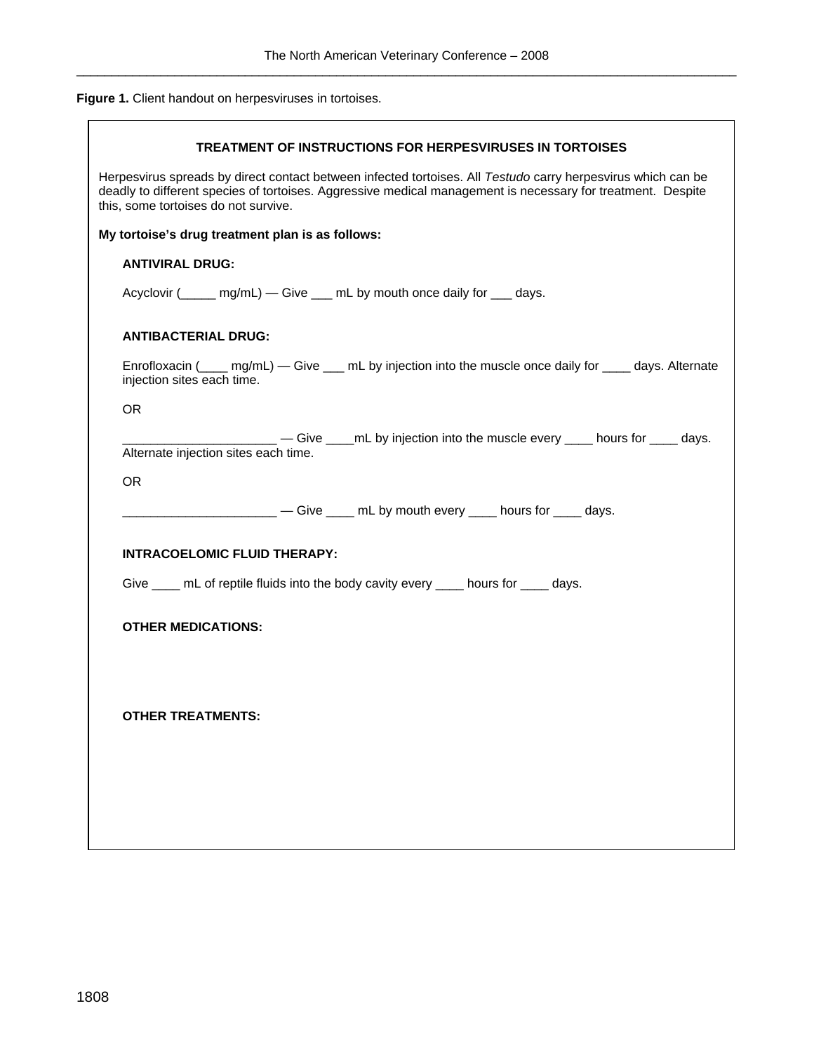**Figure 1.** Client handout on herpesviruses in tortoises.

## TREATMENT OF INSTRUCTIONS FOR HERPESVIRUSES IN TORTOISES

Herpesvirus spreads by direct contact between infected tortoises. All *Testudo* carry herpesvirus which can be deadly to different species of tortoises. Aggressive medical management is necessary for treatment. Despite this, some tortoises do not survive.

**My tortoise's drug treatment plan is as follows:**

**ANTIVIRAL DRUG:**

Acyclovir (_____ mg/mL) — Give ___ mL by mouth once daily for ___ days.

**ANTIBACTERIAL DRUG:**

Enrofloxacin (____ mg/mL) — Give ___ mL by injection into the muscle once daily for ____ days. Alternate injection sites each time.

OR

______________________ — Give ____mL by injection into the muscle every ____ hours for ____ days. Alternate injection sites each time.

OR

______________________ — Give ____ mL by mouth every ____ hours for ____ days.

**INTRACOELOMIC FLUID THERAPY:**

Give ____ mL of reptile fluids into the body cavity every ____ hours for ____ days.

**OTHER MEDICATIONS:**

**OTHER TREATMENTS:**